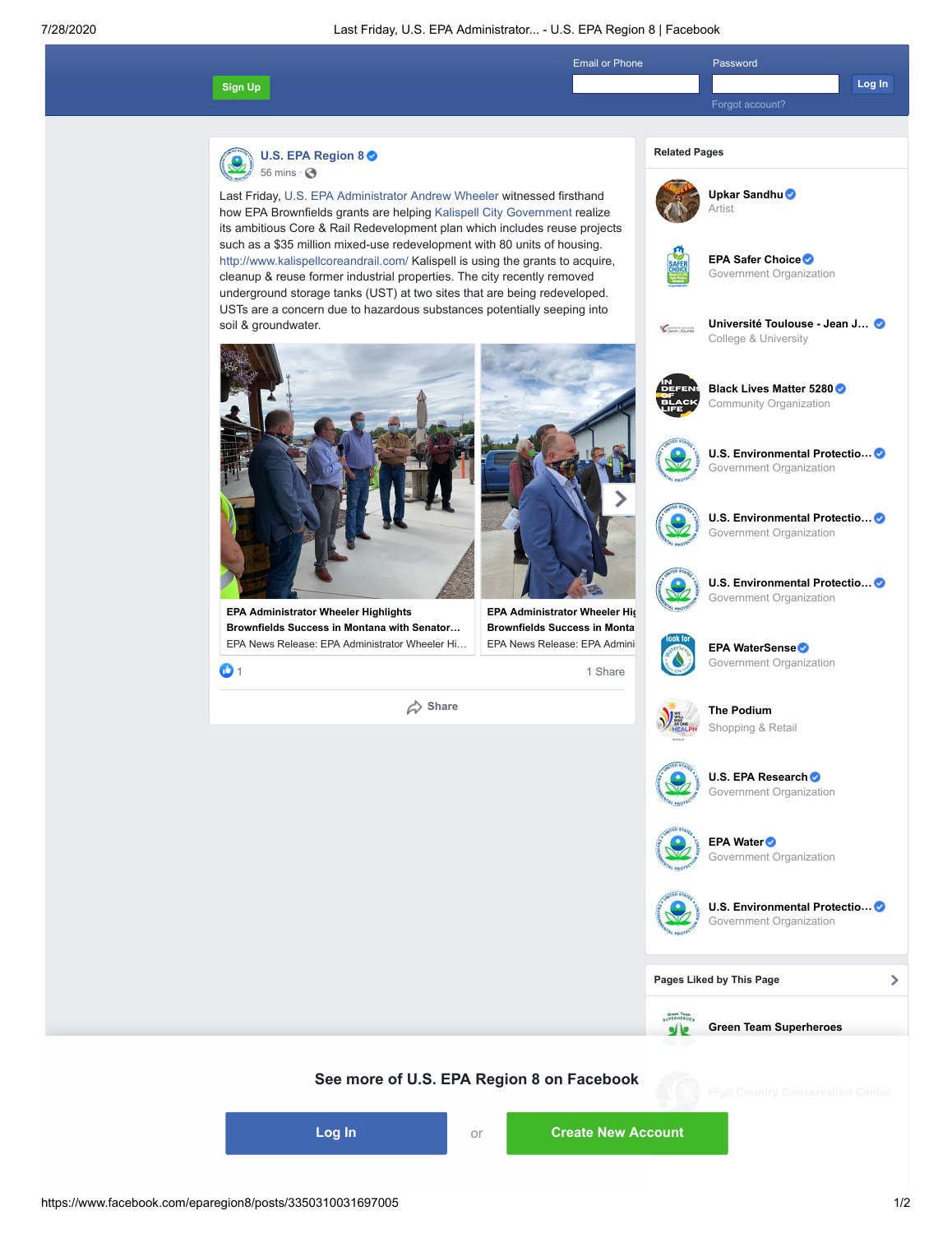U.S. EPA Region 8
56 mins ·

Last Friday, U.S. EPA Administrator Andrew Wheeler witnessed firsthand how EPA Brownfields grants are helping Kalispell City Government realize its ambitious Core & Rail Redevelopment plan which includes reuse projects such as a $35 million mixed-use redevelopment with 80 units of housing. http://www.kalispellcoreandrail.com/ Kalispell is using the grants to acquire, cleanup & reuse former industrial properties. The city recently removed underground storage tanks (UST) at two sites that are being redeveloped. USTs are a concern due to hazardous substances potentially seeping into soil & groundwater.

**EPA Administrator Wheeler Highlights Brownfields Success in Montana with Senator…**
EPA News Release: EPA Administrator Wheeler Hi…

**EPA Administrator Wheeler Hig Brownfields Success in Monta**
EPA News Release: EPA Admini

1 · 1 Share

Share

## Related Pages

- **Upkar Sandhu** — Artist
- **EPA Safer Choice** — Government Organization
- **Université Toulouse - Jean J…** — College & University
- **Black Lives Matter 5280** — Community Organization
- **U.S. Environmental Protectio…** — Government Organization
- **U.S. Environmental Protectio…** — Government Organization
- **U.S. Environmental Protectio…** — Government Organization
- **EPA WaterSense** — Government Organization
- **The Podium** — Shopping & Retail
- **U.S. EPA Research** — Government Organization
- **EPA Water** — Government Organization
- **U.S. Environmental Protectio…** — Government Organization

## Pages Liked by This Page

- **Green Team Superheroes**
- High Country Conservation Center

**See more of U.S. EPA Region 8 on Facebook**

Log In or Create New Account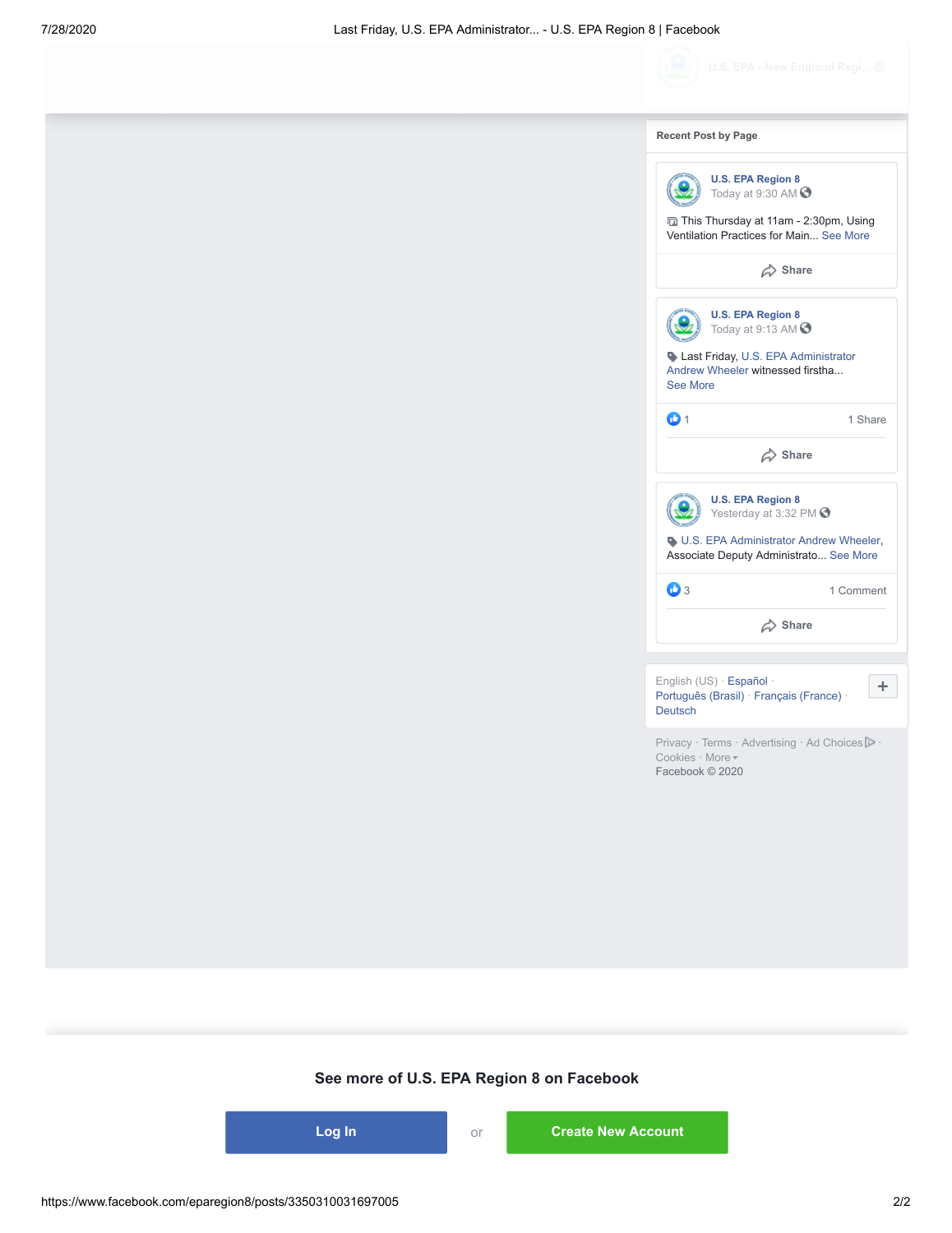**Recent Post by Page**

**U.S. EPA Region 8**
Today at 9:30 AM

This Thursday at 11am - 2:30pm, Using Ventilation Practices for Main... See More

Share

**U.S. EPA Region 8**
Today at 9:13 AM

Last Friday, U.S. EPA Administrator Andrew Wheeler witnessed firstha... See More

1 · 1 Share

Share

**U.S. EPA Region 8**
Yesterday at 3:32 PM

U.S. EPA Administrator Andrew Wheeler, Associate Deputy Administrato... See More

3 · 1 Comment

Share

English (US) · Español · Português (Brasil) · Français (France) · Deutsch

Privacy · Terms · Advertising · Ad Choices · Cookies · More
Facebook © 2020

**See more of U.S. EPA Region 8 on Facebook**

Log In or Create New Account